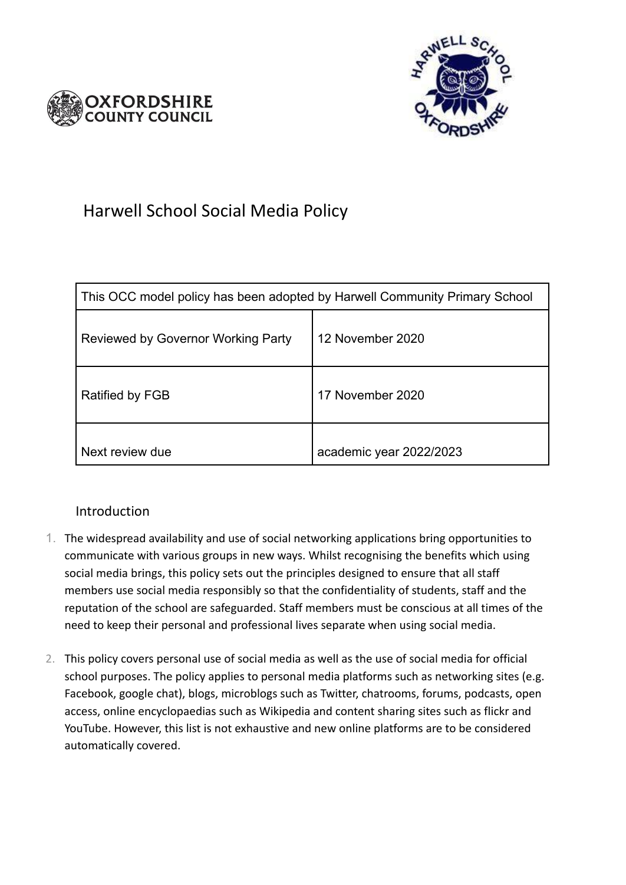# Harwell School Social Media Policy

| This OCC model policy has been adopted by Harwell Community Primary School | |
|---|---|
| Reviewed by Governor Working Party | 12 November 2020 |
| Ratified by FGB | 17 November 2020 |
| Next review due | academic year 2022/2023 |

## Introduction

1. The widespread availability and use of social networking applications bring opportunities to communicate with various groups in new ways. Whilst recognising the benefits which using social media brings, this policy sets out the principles designed to ensure that all staff members use social media responsibly so that the confidentiality of students, staff and the reputation of the school are safeguarded. Staff members must be conscious at all times of the need to keep their personal and professional lives separate when using social media.

2. This policy covers personal use of social media as well as the use of social media for official school purposes. The policy applies to personal media platforms such as networking sites (e.g. Facebook, google chat), blogs, microblogs such as Twitter, chatrooms, forums, podcasts, open access, online encyclopaedias such as Wikipedia and content sharing sites such as flickr and YouTube. However, this list is not exhaustive and new online platforms are to be considered automatically covered.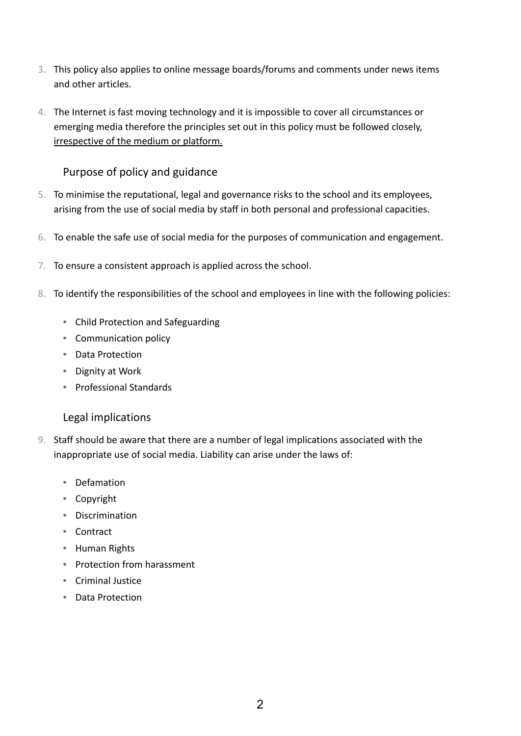3. This policy also applies to online message boards/forums and comments under news items and other articles.

4. The Internet is fast moving technology and it is impossible to cover all circumstances or emerging media therefore the principles set out in this policy must be followed closely, <u>irrespective of the medium or platform.</u>

## Purpose of policy and guidance

5. To minimise the reputational, legal and governance risks to the school and its employees, arising from the use of social media by staff in both personal and professional capacities.

6. To enable the safe use of social media for the purposes of communication and engagement.

7. To ensure a consistent approach is applied across the school.

8. To identify the responsibilities of the school and employees in line with the following policies:

   - Child Protection and Safeguarding
   - Communication policy
   - Data Protection
   - Dignity at Work
   - Professional Standards

## Legal implications

9. Staff should be aware that there are a number of legal implications associated with the inappropriate use of social media. Liability can arise under the laws of:

   - Defamation
   - Copyright
   - Discrimination
   - Contract
   - Human Rights
   - Protection from harassment
   - Criminal Justice
   - Data Protection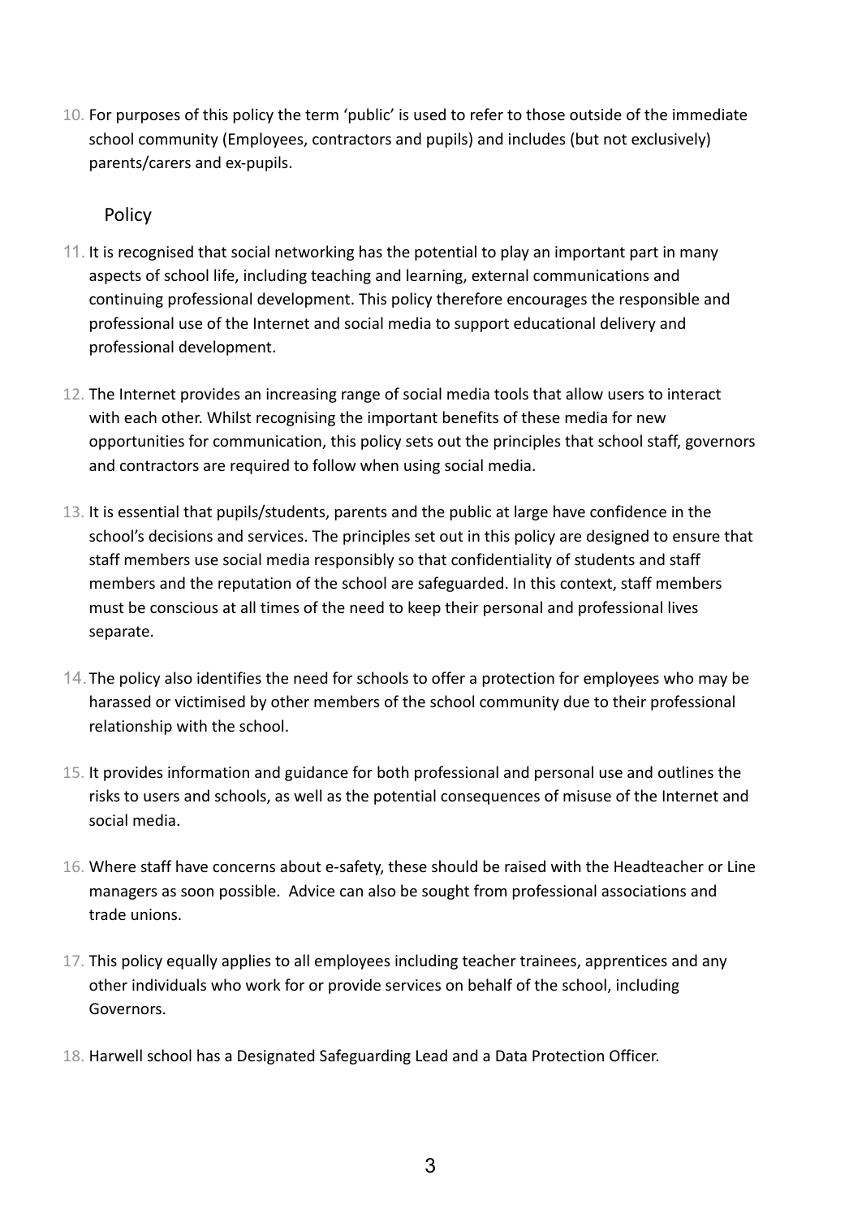10. For purposes of this policy the term 'public' is used to refer to those outside of the immediate school community (Employees, contractors and pupils) and includes (but not exclusively) parents/carers and ex-pupils.

## Policy

11. It is recognised that social networking has the potential to play an important part in many aspects of school life, including teaching and learning, external communications and continuing professional development. This policy therefore encourages the responsible and professional use of the Internet and social media to support educational delivery and professional development.

12. The Internet provides an increasing range of social media tools that allow users to interact with each other. Whilst recognising the important benefits of these media for new opportunities for communication, this policy sets out the principles that school staff, governors and contractors are required to follow when using social media.

13. It is essential that pupils/students, parents and the public at large have confidence in the school's decisions and services. The principles set out in this policy are designed to ensure that staff members use social media responsibly so that confidentiality of students and staff members and the reputation of the school are safeguarded. In this context, staff members must be conscious at all times of the need to keep their personal and professional lives separate.

14. The policy also identifies the need for schools to offer a protection for employees who may be harassed or victimised by other members of the school community due to their professional relationship with the school.

15. It provides information and guidance for both professional and personal use and outlines the risks to users and schools, as well as the potential consequences of misuse of the Internet and social media.

16. Where staff have concerns about e-safety, these should be raised with the Headteacher or Line managers as soon possible. Advice can also be sought from professional associations and trade unions.

17. This policy equally applies to all employees including teacher trainees, apprentices and any other individuals who work for or provide services on behalf of the school, including Governors.

18. Harwell school has a Designated Safeguarding Lead and a Data Protection Officer.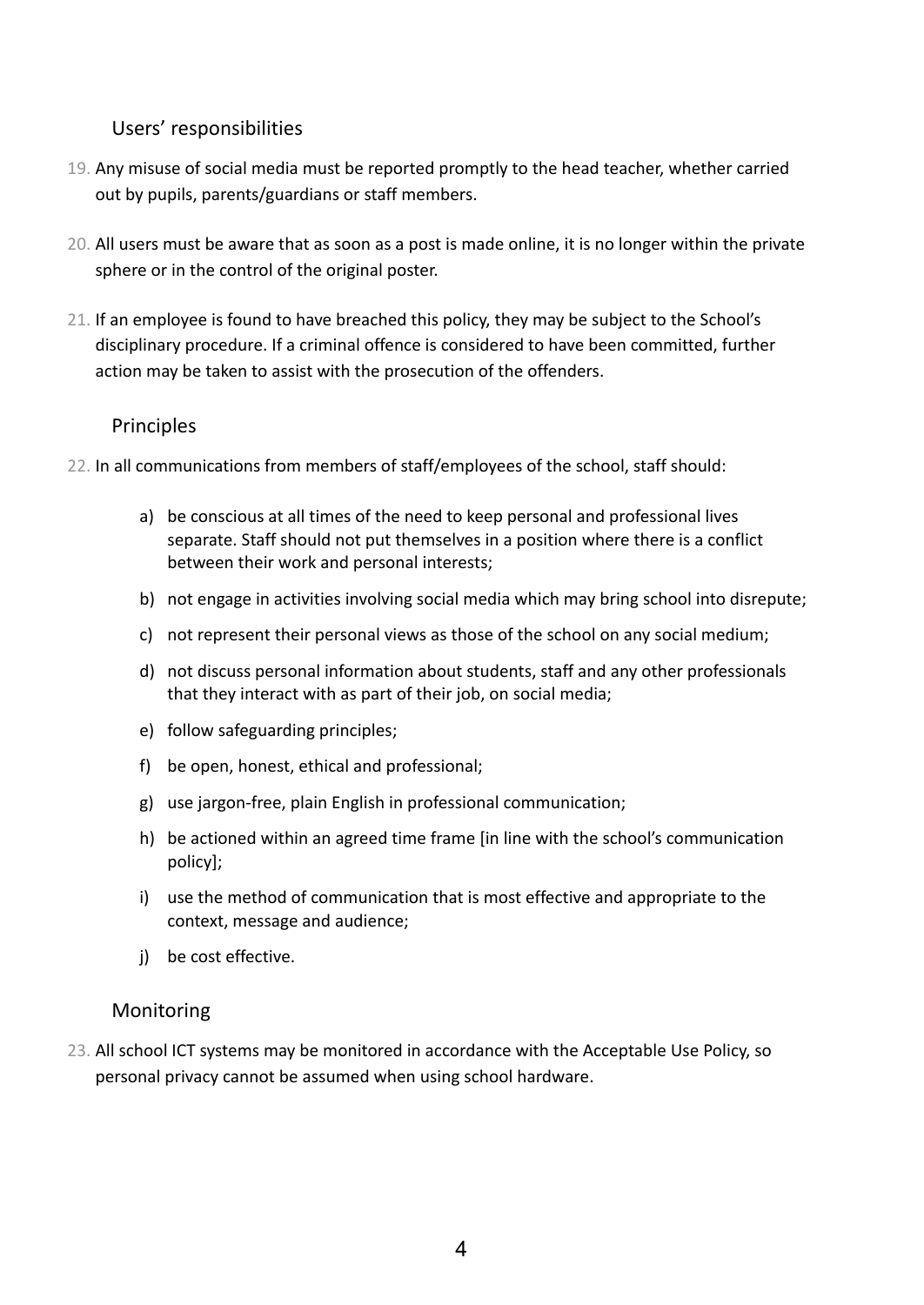## Users' responsibilities

19. Any misuse of social media must be reported promptly to the head teacher, whether carried out by pupils, parents/guardians or staff members.

20. All users must be aware that as soon as a post is made online, it is no longer within the private sphere or in the control of the original poster.

21. If an employee is found to have breached this policy, they may be subject to the School's disciplinary procedure. If a criminal offence is considered to have been committed, further action may be taken to assist with the prosecution of the offenders.

## Principles

22. In all communications from members of staff/employees of the school, staff should:

    a) be conscious at all times of the need to keep personal and professional lives separate. Staff should not put themselves in a position where there is a conflict between their work and personal interests;

    b) not engage in activities involving social media which may bring school into disrepute;

    c) not represent their personal views as those of the school on any social medium;

    d) not discuss personal information about students, staff and any other professionals that they interact with as part of their job, on social media;

    e) follow safeguarding principles;

    f) be open, honest, ethical and professional;

    g) use jargon-free, plain English in professional communication;

    h) be actioned within an agreed time frame [in line with the school's communication policy];

    i) use the method of communication that is most effective and appropriate to the context, message and audience;

    j) be cost effective.

## Monitoring

23. All school ICT systems may be monitored in accordance with the Acceptable Use Policy, so personal privacy cannot be assumed when using school hardware.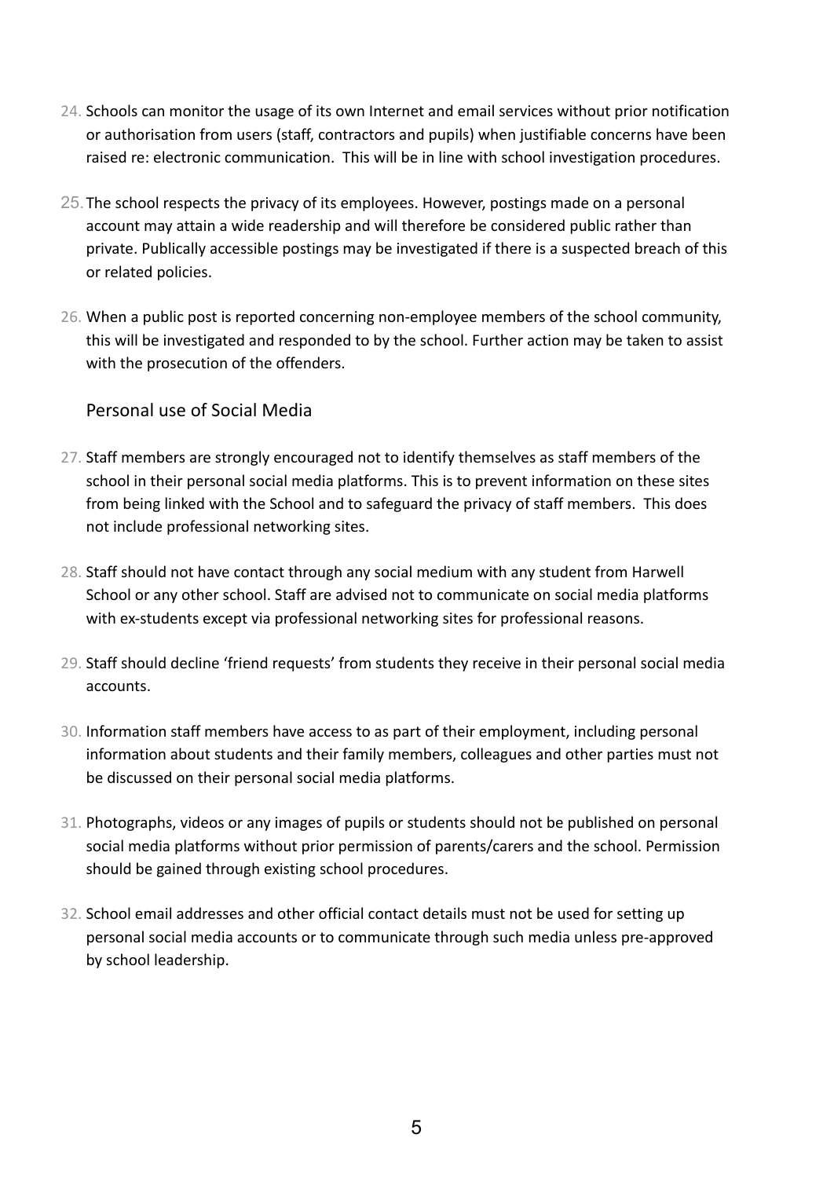24. Schools can monitor the usage of its own Internet and email services without prior notification or authorisation from users (staff, contractors and pupils) when justifiable concerns have been raised re: electronic communication. This will be in line with school investigation procedures.

25. The school respects the privacy of its employees. However, postings made on a personal account may attain a wide readership and will therefore be considered public rather than private. Publically accessible postings may be investigated if there is a suspected breach of this or related policies.

26. When a public post is reported concerning non-employee members of the school community, this will be investigated and responded to by the school. Further action may be taken to assist with the prosecution of the offenders.

## Personal use of Social Media

27. Staff members are strongly encouraged not to identify themselves as staff members of the school in their personal social media platforms. This is to prevent information on these sites from being linked with the School and to safeguard the privacy of staff members. This does not include professional networking sites.

28. Staff should not have contact through any social medium with any student from Harwell School or any other school. Staff are advised not to communicate on social media platforms with ex-students except via professional networking sites for professional reasons.

29. Staff should decline 'friend requests' from students they receive in their personal social media accounts.

30. Information staff members have access to as part of their employment, including personal information about students and their family members, colleagues and other parties must not be discussed on their personal social media platforms.

31. Photographs, videos or any images of pupils or students should not be published on personal social media platforms without prior permission of parents/carers and the school. Permission should be gained through existing school procedures.

32. School email addresses and other official contact details must not be used for setting up personal social media accounts or to communicate through such media unless pre-approved by school leadership.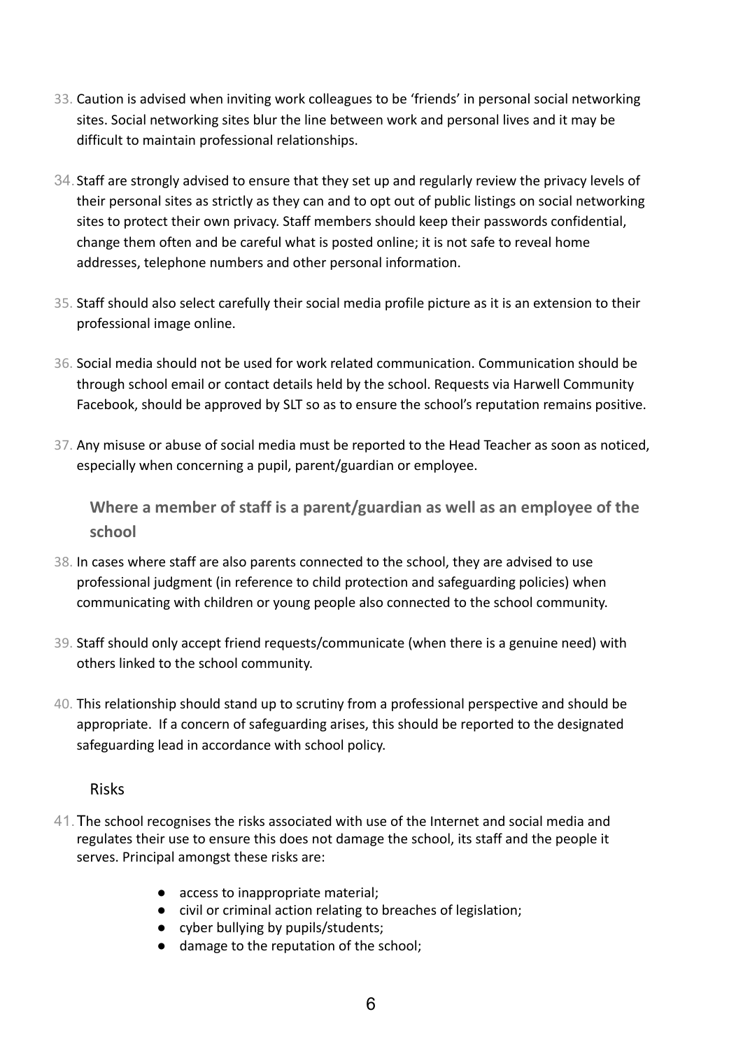33. Caution is advised when inviting work colleagues to be 'friends' in personal social networking sites. Social networking sites blur the line between work and personal lives and it may be difficult to maintain professional relationships.

34. Staff are strongly advised to ensure that they set up and regularly review the privacy levels of their personal sites as strictly as they can and to opt out of public listings on social networking sites to protect their own privacy. Staff members should keep their passwords confidential, change them often and be careful what is posted online; it is not safe to reveal home addresses, telephone numbers and other personal information.

35. Staff should also select carefully their social media profile picture as it is an extension to their professional image online.

36. Social media should not be used for work related communication. Communication should be through school email or contact details held by the school. Requests via Harwell Community Facebook, should be approved by SLT so as to ensure the school's reputation remains positive.

37. Any misuse or abuse of social media must be reported to the Head Teacher as soon as noticed, especially when concerning a pupil, parent/guardian or employee.

### Where a member of staff is a parent/guardian as well as an employee of the school

38. In cases where staff are also parents connected to the school, they are advised to use professional judgment (in reference to child protection and safeguarding policies) when communicating with children or young people also connected to the school community.

39. Staff should only accept friend requests/communicate (when there is a genuine need) with others linked to the school community.

40. This relationship should stand up to scrutiny from a professional perspective and should be appropriate. If a concern of safeguarding arises, this should be reported to the designated safeguarding lead in accordance with school policy.

### Risks

41. The school recognises the risks associated with use of the Internet and social media and regulates their use to ensure this does not damage the school, its staff and the people it serves. Principal amongst these risks are:

    - access to inappropriate material;
    - civil or criminal action relating to breaches of legislation;
    - cyber bullying by pupils/students;
    - damage to the reputation of the school;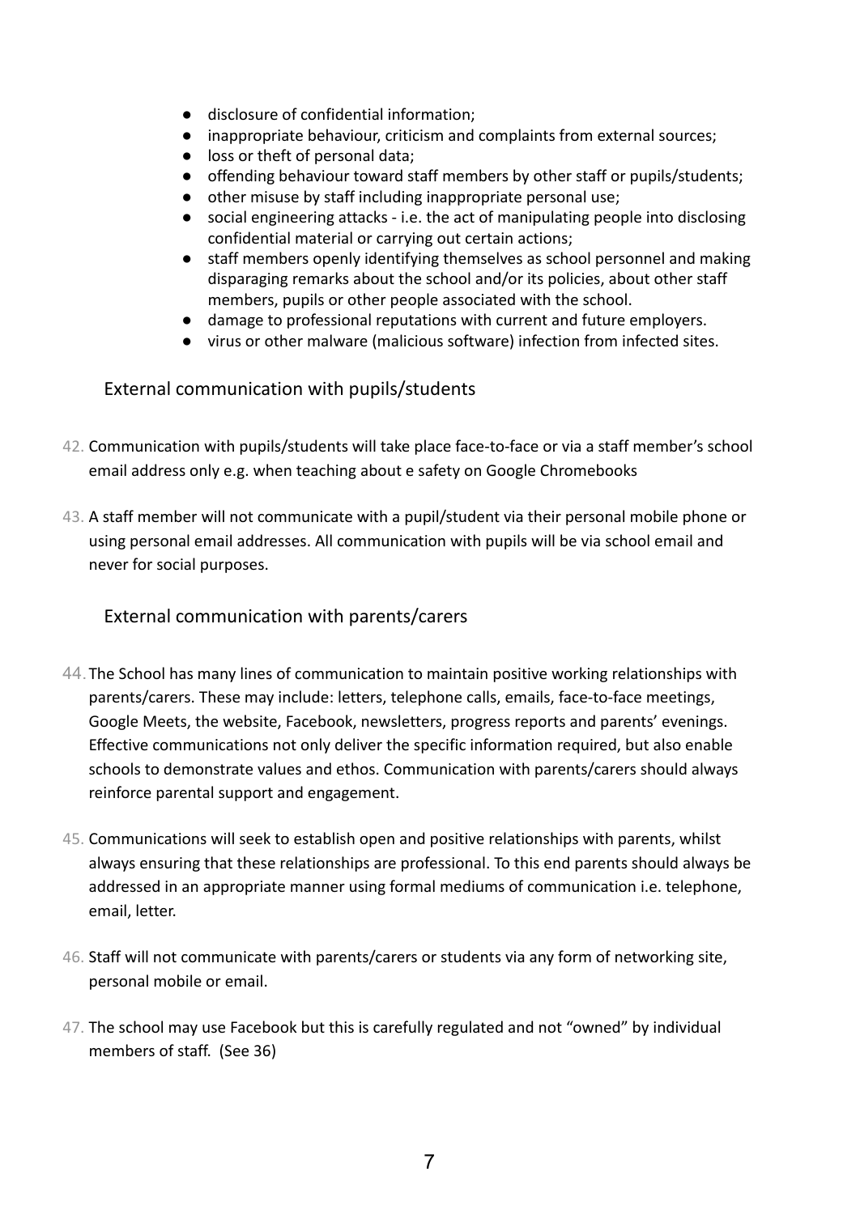- disclosure of confidential information;
- inappropriate behaviour, criticism and complaints from external sources;
- loss or theft of personal data;
- offending behaviour toward staff members by other staff or pupils/students;
- other misuse by staff including inappropriate personal use;
- social engineering attacks - i.e. the act of manipulating people into disclosing confidential material or carrying out certain actions;
- staff members openly identifying themselves as school personnel and making disparaging remarks about the school and/or its policies, about other staff members, pupils or other people associated with the school.
- damage to professional reputations with current and future employers.
- virus or other malware (malicious software) infection from infected sites.

## External communication with pupils/students

42. Communication with pupils/students will take place face-to-face or via a staff member's school email address only e.g. when teaching about e safety on Google Chromebooks

43. A staff member will not communicate with a pupil/student via their personal mobile phone or using personal email addresses. All communication with pupils will be via school email and never for social purposes.

## External communication with parents/carers

44. The School has many lines of communication to maintain positive working relationships with parents/carers. These may include: letters, telephone calls, emails, face-to-face meetings, Google Meets, the website, Facebook, newsletters, progress reports and parents' evenings. Effective communications not only deliver the specific information required, but also enable schools to demonstrate values and ethos. Communication with parents/carers should always reinforce parental support and engagement.

45. Communications will seek to establish open and positive relationships with parents, whilst always ensuring that these relationships are professional. To this end parents should always be addressed in an appropriate manner using formal mediums of communication i.e. telephone, email, letter.

46. Staff will not communicate with parents/carers or students via any form of networking site, personal mobile or email.

47. The school may use Facebook but this is carefully regulated and not "owned" by individual members of staff. (See 36)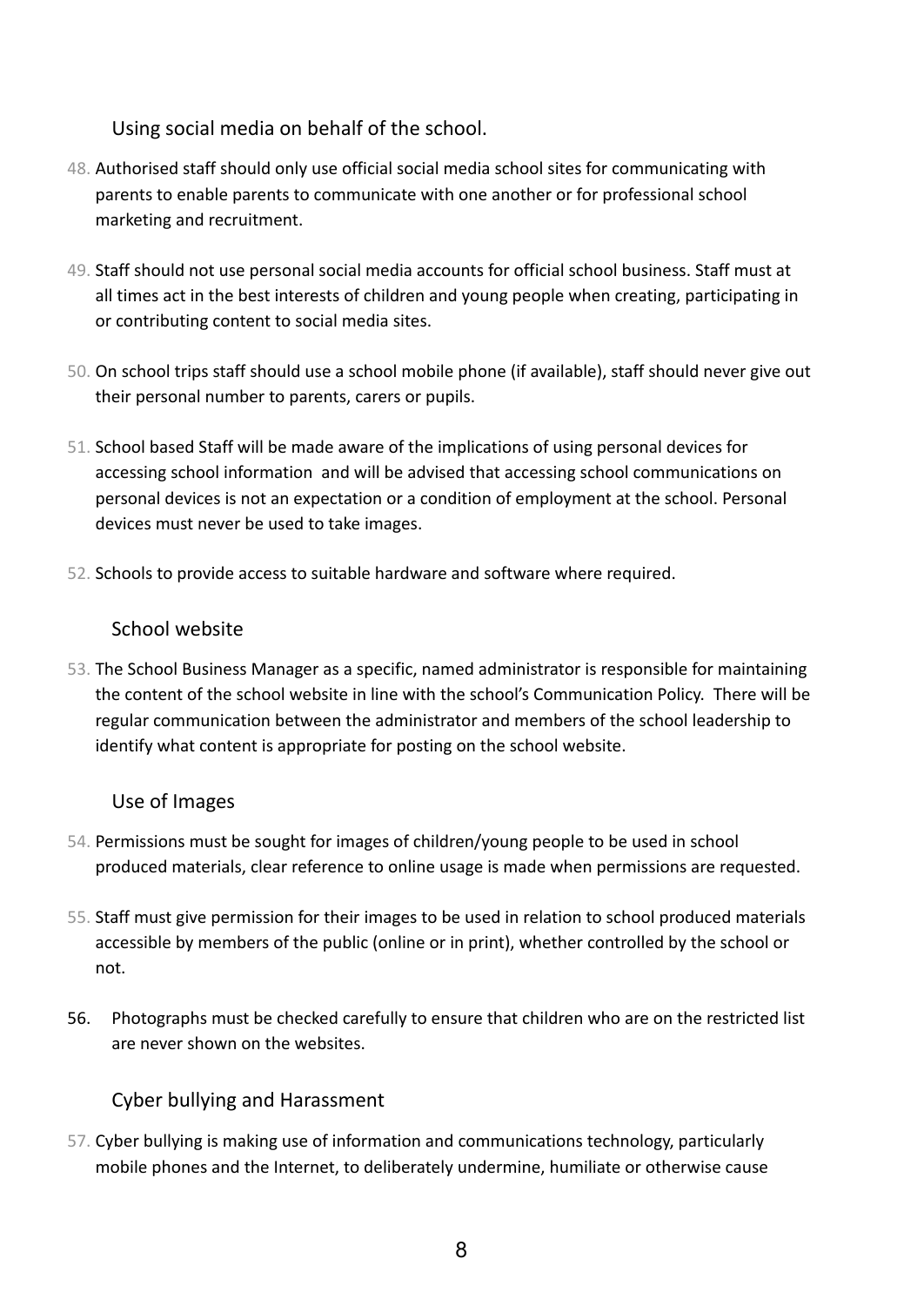## Using social media on behalf of the school.

48. Authorised staff should only use official social media school sites for communicating with parents to enable parents to communicate with one another or for professional school marketing and recruitment.

49. Staff should not use personal social media accounts for official school business. Staff must at all times act in the best interests of children and young people when creating, participating in or contributing content to social media sites.

50. On school trips staff should use a school mobile phone (if available), staff should never give out their personal number to parents, carers or pupils.

51. School based Staff will be made aware of the implications of using personal devices for accessing school information and will be advised that accessing school communications on personal devices is not an expectation or a condition of employment at the school. Personal devices must never be used to take images.

52. Schools to provide access to suitable hardware and software where required.

## School website

53. The School Business Manager as a specific, named administrator is responsible for maintaining the content of the school website in line with the school's Communication Policy. There will be regular communication between the administrator and members of the school leadership to identify what content is appropriate for posting on the school website.

## Use of Images

54. Permissions must be sought for images of children/young people to be used in school produced materials, clear reference to online usage is made when permissions are requested.

55. Staff must give permission for their images to be used in relation to school produced materials accessible by members of the public (online or in print), whether controlled by the school or not.

56. Photographs must be checked carefully to ensure that children who are on the restricted list are never shown on the websites.

## Cyber bullying and Harassment

57. Cyber bullying is making use of information and communications technology, particularly mobile phones and the Internet, to deliberately undermine, humiliate or otherwise cause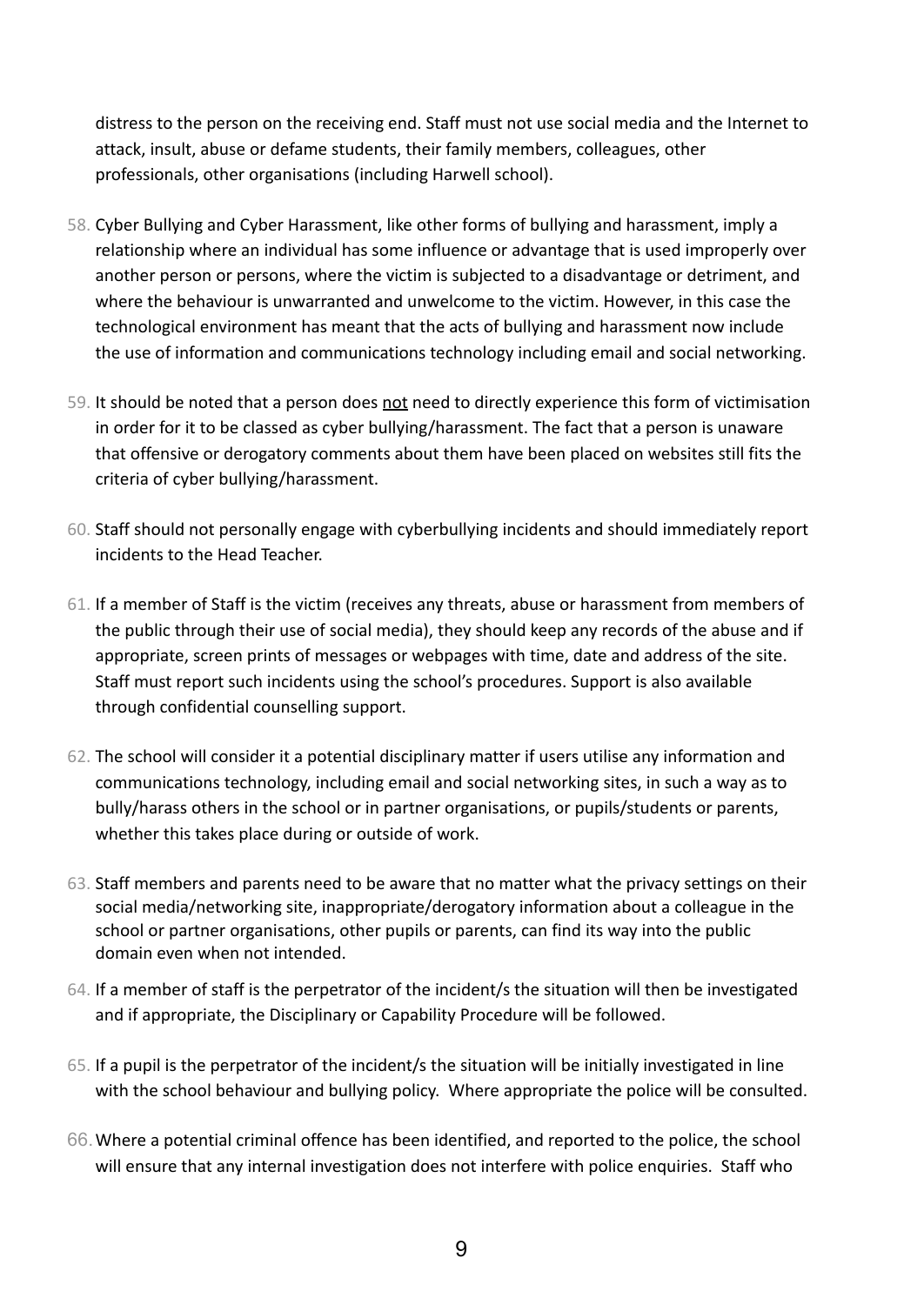distress to the person on the receiving end. Staff must not use social media and the Internet to attack, insult, abuse or defame students, their family members, colleagues, other professionals, other organisations (including Harwell school).

58. Cyber Bullying and Cyber Harassment, like other forms of bullying and harassment, imply a relationship where an individual has some influence or advantage that is used improperly over another person or persons, where the victim is subjected to a disadvantage or detriment, and where the behaviour is unwarranted and unwelcome to the victim. However, in this case the technological environment has meant that the acts of bullying and harassment now include the use of information and communications technology including email and social networking.

59. It should be noted that a person does <u>not</u> need to directly experience this form of victimisation in order for it to be classed as cyber bullying/harassment. The fact that a person is unaware that offensive or derogatory comments about them have been placed on websites still fits the criteria of cyber bullying/harassment.

60. Staff should not personally engage with cyberbullying incidents and should immediately report incidents to the Head Teacher.

61. If a member of Staff is the victim (receives any threats, abuse or harassment from members of the public through their use of social media), they should keep any records of the abuse and if appropriate, screen prints of messages or webpages with time, date and address of the site. Staff must report such incidents using the school's procedures. Support is also available through confidential counselling support.

62. The school will consider it a potential disciplinary matter if users utilise any information and communications technology, including email and social networking sites, in such a way as to bully/harass others in the school or in partner organisations, or pupils/students or parents, whether this takes place during or outside of work.

63. Staff members and parents need to be aware that no matter what the privacy settings on their social media/networking site, inappropriate/derogatory information about a colleague in the school or partner organisations, other pupils or parents, can find its way into the public domain even when not intended.

64. If a member of staff is the perpetrator of the incident/s the situation will then be investigated and if appropriate, the Disciplinary or Capability Procedure will be followed.

65. If a pupil is the perpetrator of the incident/s the situation will be initially investigated in line with the school behaviour and bullying policy. Where appropriate the police will be consulted.

66. Where a potential criminal offence has been identified, and reported to the police, the school will ensure that any internal investigation does not interfere with police enquiries. Staff who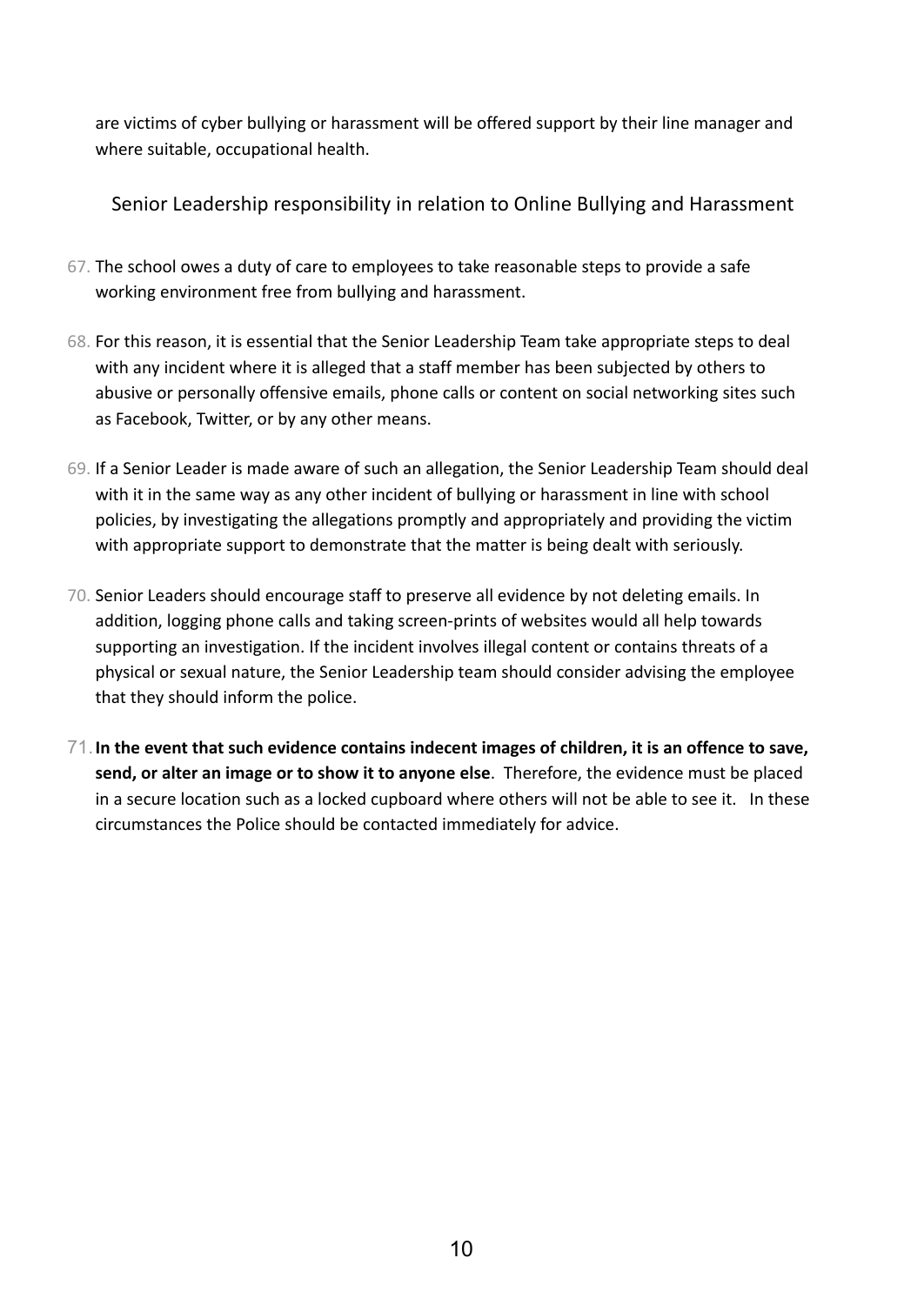are victims of cyber bullying or harassment will be offered support by their line manager and where suitable, occupational health.

## Senior Leadership responsibility in relation to Online Bullying and Harassment

67. The school owes a duty of care to employees to take reasonable steps to provide a safe working environment free from bullying and harassment.

68. For this reason, it is essential that the Senior Leadership Team take appropriate steps to deal with any incident where it is alleged that a staff member has been subjected by others to abusive or personally offensive emails, phone calls or content on social networking sites such as Facebook, Twitter, or by any other means.

69. If a Senior Leader is made aware of such an allegation, the Senior Leadership Team should deal with it in the same way as any other incident of bullying or harassment in line with school policies, by investigating the allegations promptly and appropriately and providing the victim with appropriate support to demonstrate that the matter is being dealt with seriously.

70. Senior Leaders should encourage staff to preserve all evidence by not deleting emails. In addition, logging phone calls and taking screen-prints of websites would all help towards supporting an investigation. If the incident involves illegal content or contains threats of a physical or sexual nature, the Senior Leadership team should consider advising the employee that they should inform the police.

71. **In the event that such evidence contains indecent images of children, it is an offence to save, send, or alter an image or to show it to anyone else**. Therefore, the evidence must be placed in a secure location such as a locked cupboard where others will not be able to see it. In these circumstances the Police should be contacted immediately for advice.